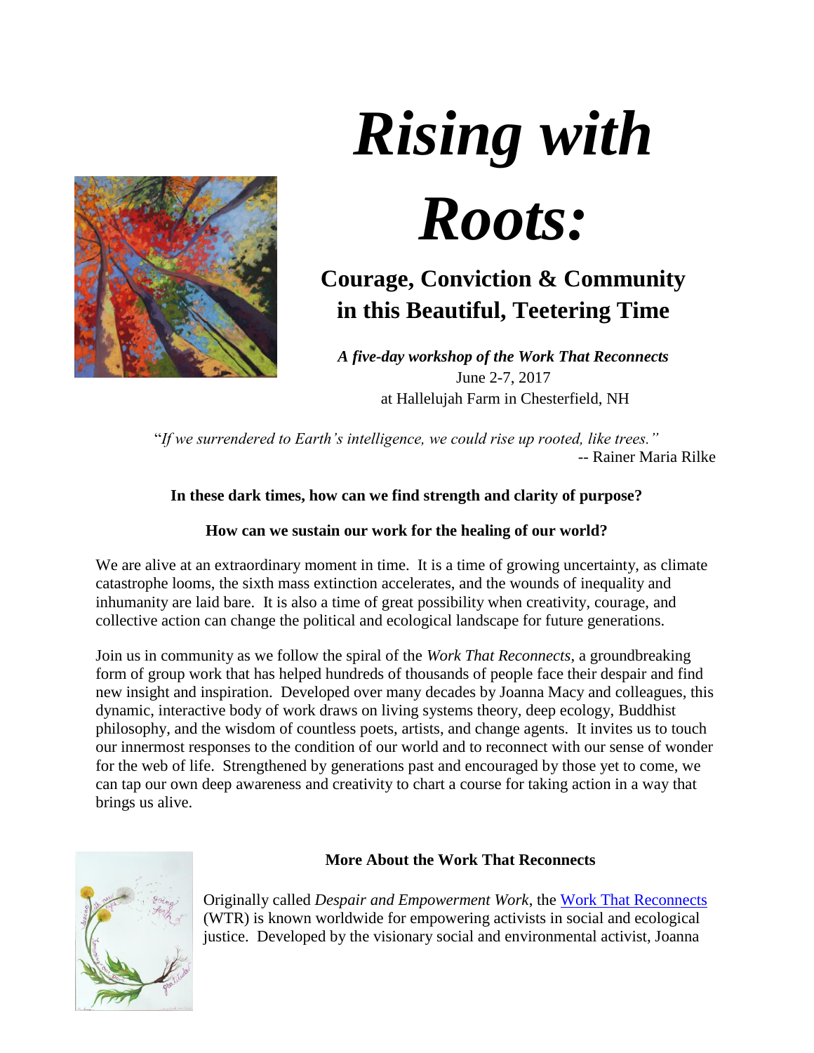# *Rising with Roots:*

## Courage, Conviction & Community in this Beautiful, Teetering Time

***A five-day workshop of the Work That Reconnects***
June 2-7, 2017
at Hallelujah Farm in Chesterfield, NH

"*If we surrendered to Earth's intelligence, we could rise up rooted, like trees.*"
-- Rainer Maria Rilke

**In these dark times, how can we find strength and clarity of purpose?**

**How can we sustain our work for the healing of our world?**

We are alive at an extraordinary moment in time. It is a time of growing uncertainty, as climate catastrophe looms, the sixth mass extinction accelerates, and the wounds of inequality and inhumanity are laid bare. It is also a time of great possibility when creativity, courage, and collective action can change the political and ecological landscape for future generations.

Join us in community as we follow the spiral of the *Work That Reconnects*, a groundbreaking form of group work that has helped hundreds of thousands of people face their despair and find new insight and inspiration. Developed over many decades by Joanna Macy and colleagues, this dynamic, interactive body of work draws on living systems theory, deep ecology, Buddhist philosophy, and the wisdom of countless poets, artists, and change agents. It invites us to touch our innermost responses to the condition of our world and to reconnect with our sense of wonder for the web of life. Strengthened by generations past and encouraged by those yet to come, we can tap our own deep awareness and creativity to chart a course for taking action in a way that brings us alive.

### More About the Work That Reconnects

Originally called *Despair and Empowerment Work*, the Work That Reconnects (WTR) is known worldwide for empowering activists in social and ecological justice. Developed by the visionary social and environmental activist, Joanna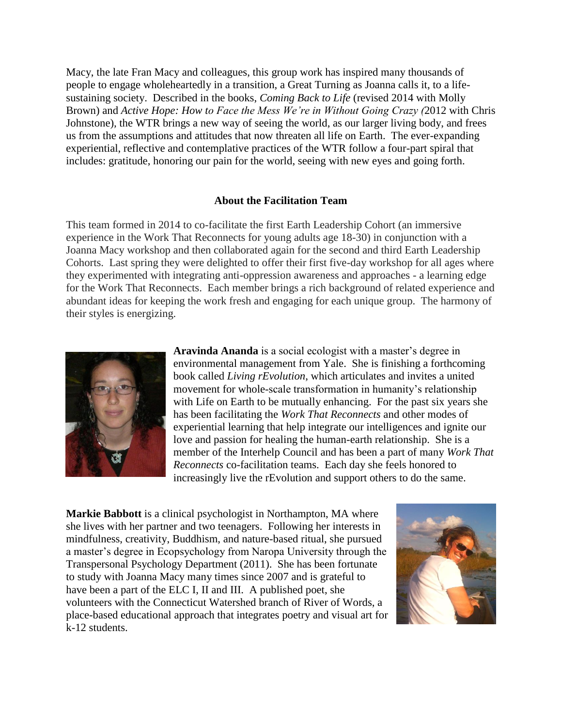Macy, the late Fran Macy and colleagues, this group work has inspired many thousands of people to engage wholeheartedly in a transition, a Great Turning as Joanna calls it, to a life-sustaining society. Described in the books, *Coming Back to Life* (revised 2014 with Molly Brown) and *Active Hope: How to Face the Mess We're in Without Going Crazy (*2012 with Chris Johnstone), the WTR brings a new way of seeing the world, as our larger living body, and frees us from the assumptions and attitudes that now threaten all life on Earth. The ever-expanding experiential, reflective and contemplative practices of the WTR follow a four-part spiral that includes: gratitude, honoring our pain for the world, seeing with new eyes and going forth.

## About the Facilitation Team

This team formed in 2014 to co-facilitate the first Earth Leadership Cohort (an immersive experience in the Work That Reconnects for young adults age 18-30) in conjunction with a Joanna Macy workshop and then collaborated again for the second and third Earth Leadership Cohorts. Last spring they were delighted to offer their first five-day workshop for all ages where they experimented with integrating anti-oppression awareness and approaches - a learning edge for the Work That Reconnects. Each member brings a rich background of related experience and abundant ideas for keeping the work fresh and engaging for each unique group. The harmony of their styles is energizing.

**Aravinda Ananda** is a social ecologist with a master's degree in environmental management from Yale. She is finishing a forthcoming book called *Living rEvolution*, which articulates and invites a united movement for whole-scale transformation in humanity's relationship with Life on Earth to be mutually enhancing. For the past six years she has been facilitating the *Work That Reconnects* and other modes of experiential learning that help integrate our intelligences and ignite our love and passion for healing the human-earth relationship. She is a member of the Interhelp Council and has been a part of many *Work That Reconnects* co-facilitation teams. Each day she feels honored to increasingly live the rEvolution and support others to do the same.

**Markie Babbott** is a clinical psychologist in Northampton, MA where she lives with her partner and two teenagers. Following her interests in mindfulness, creativity, Buddhism, and nature-based ritual, she pursued a master's degree in Ecopsychology from Naropa University through the Transpersonal Psychology Department (2011). She has been fortunate to study with Joanna Macy many times since 2007 and is grateful to have been a part of the ELC I, II and III. A published poet, she volunteers with the Connecticut Watershed branch of River of Words, a place-based educational approach that integrates poetry and visual art for k-12 students.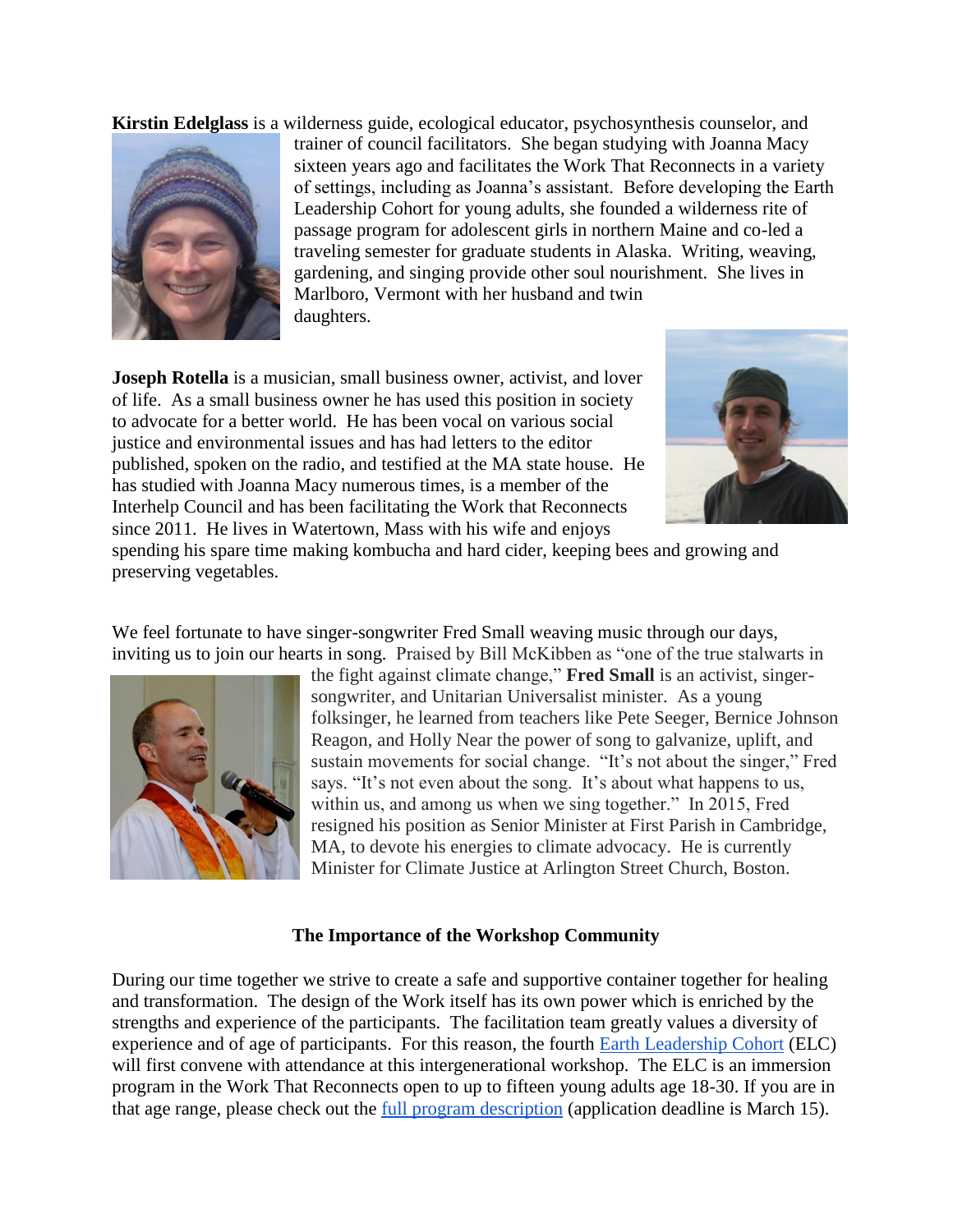**Kirstin Edelglass** is a wilderness guide, ecological educator, psychosynthesis counselor, and trainer of council facilitators. She began studying with Joanna Macy sixteen years ago and facilitates the Work That Reconnects in a variety of settings, including as Joanna's assistant. Before developing the Earth Leadership Cohort for young adults, she founded a wilderness rite of passage program for adolescent girls in northern Maine and co-led a traveling semester for graduate students in Alaska. Writing, weaving, gardening, and singing provide other soul nourishment. She lives in Marlboro, Vermont with her husband and twin daughters.

**Joseph Rotella** is a musician, small business owner, activist, and lover of life. As a small business owner he has used this position in society to advocate for a better world. He has been vocal on various social justice and environmental issues and has had letters to the editor published, spoken on the radio, and testified at the MA state house. He has studied with Joanna Macy numerous times, is a member of the Interhelp Council and has been facilitating the Work that Reconnects since 2011. He lives in Watertown, Mass with his wife and enjoys spending his spare time making kombucha and hard cider, keeping bees and growing and preserving vegetables.

We feel fortunate to have singer-songwriter Fred Small weaving music through our days, inviting us to join our hearts in song. Praised by Bill McKibben as "one of the true stalwarts in the fight against climate change," **Fred Small** is an activist, singer-songwriter, and Unitarian Universalist minister. As a young folksinger, he learned from teachers like Pete Seeger, Bernice Johnson Reagon, and Holly Near the power of song to galvanize, uplift, and sustain movements for social change. "It's not about the singer," Fred says. "It's not even about the song. It's about what happens to us, within us, and among us when we sing together." In 2015, Fred resigned his position as Senior Minister at First Parish in Cambridge, MA, to devote his energies to climate advocacy. He is currently Minister for Climate Justice at Arlington Street Church, Boston.

**The Importance of the Workshop Community**

During our time together we strive to create a safe and supportive container together for healing and transformation. The design of the Work itself has its own power which is enriched by the strengths and experience of the participants. The facilitation team greatly values a diversity of experience and of age of participants. For this reason, the fourth Earth Leadership Cohort (ELC) will first convene with attendance at this intergenerational workshop. The ELC is an immersion program in the Work That Reconnects open to up to fifteen young adults age 18-30. If you are in that age range, please check out the full program description (application deadline is March 15).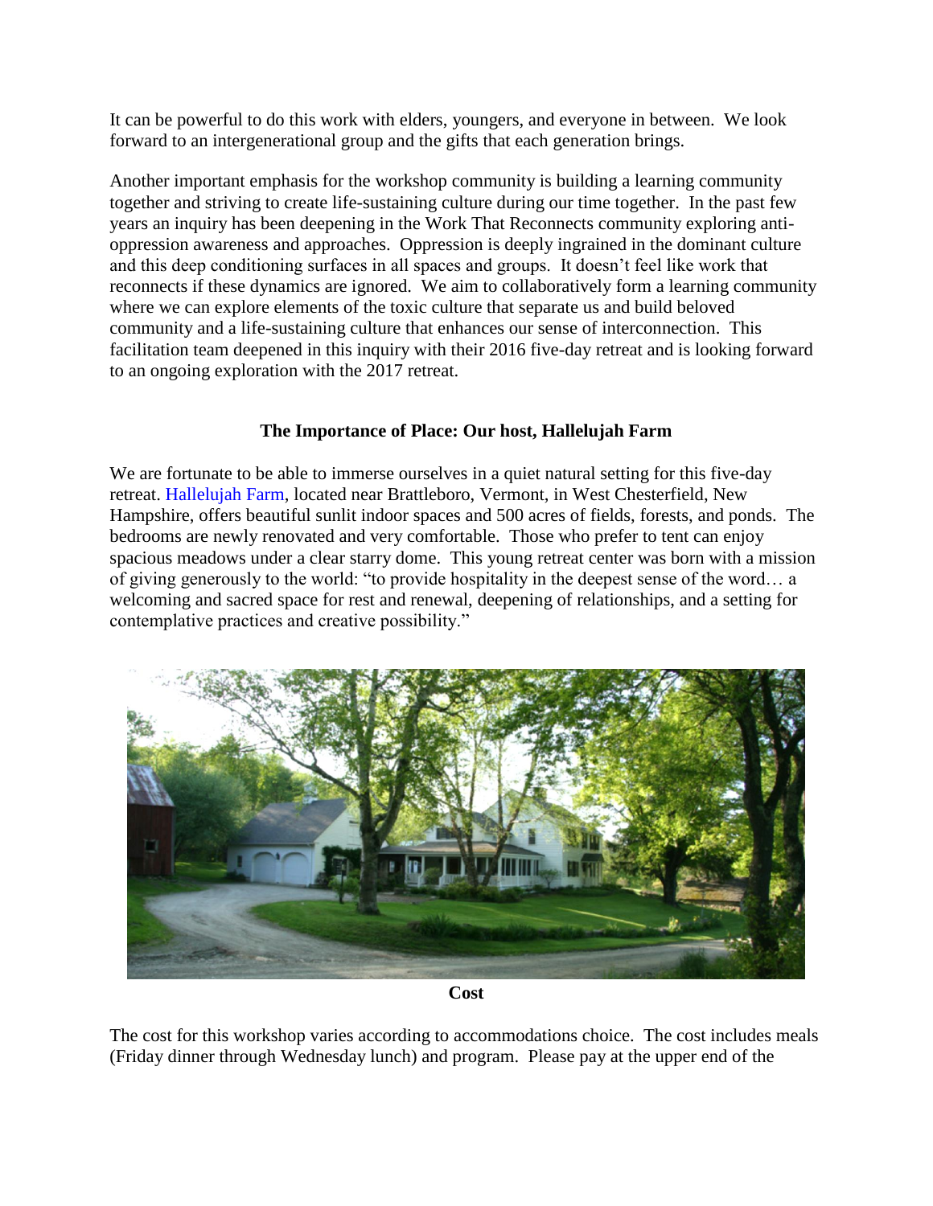It can be powerful to do this work with elders, youngers, and everyone in between. We look forward to an intergenerational group and the gifts that each generation brings.

Another important emphasis for the workshop community is building a learning community together and striving to create life-sustaining culture during our time together. In the past few years an inquiry has been deepening in the Work That Reconnects community exploring anti-oppression awareness and approaches. Oppression is deeply ingrained in the dominant culture and this deep conditioning surfaces in all spaces and groups. It doesn't feel like work that reconnects if these dynamics are ignored. We aim to collaboratively form a learning community where we can explore elements of the toxic culture that separate us and build beloved community and a life-sustaining culture that enhances our sense of interconnection. This facilitation team deepened in this inquiry with their 2016 five-day retreat and is looking forward to an ongoing exploration with the 2017 retreat.

**The Importance of Place: Our host, Hallelujah Farm**

We are fortunate to be able to immerse ourselves in a quiet natural setting for this five-day retreat. Hallelujah Farm, located near Brattleboro, Vermont, in West Chesterfield, New Hampshire, offers beautiful sunlit indoor spaces and 500 acres of fields, forests, and ponds. The bedrooms are newly renovated and very comfortable. Those who prefer to tent can enjoy spacious meadows under a clear starry dome. This young retreat center was born with a mission of giving generously to the world: "to provide hospitality in the deepest sense of the word… a welcoming and sacred space for rest and renewal, deepening of relationships, and a setting for contemplative practices and creative possibility."

**Cost**

The cost for this workshop varies according to accommodations choice. The cost includes meals (Friday dinner through Wednesday lunch) and program. Please pay at the upper end of the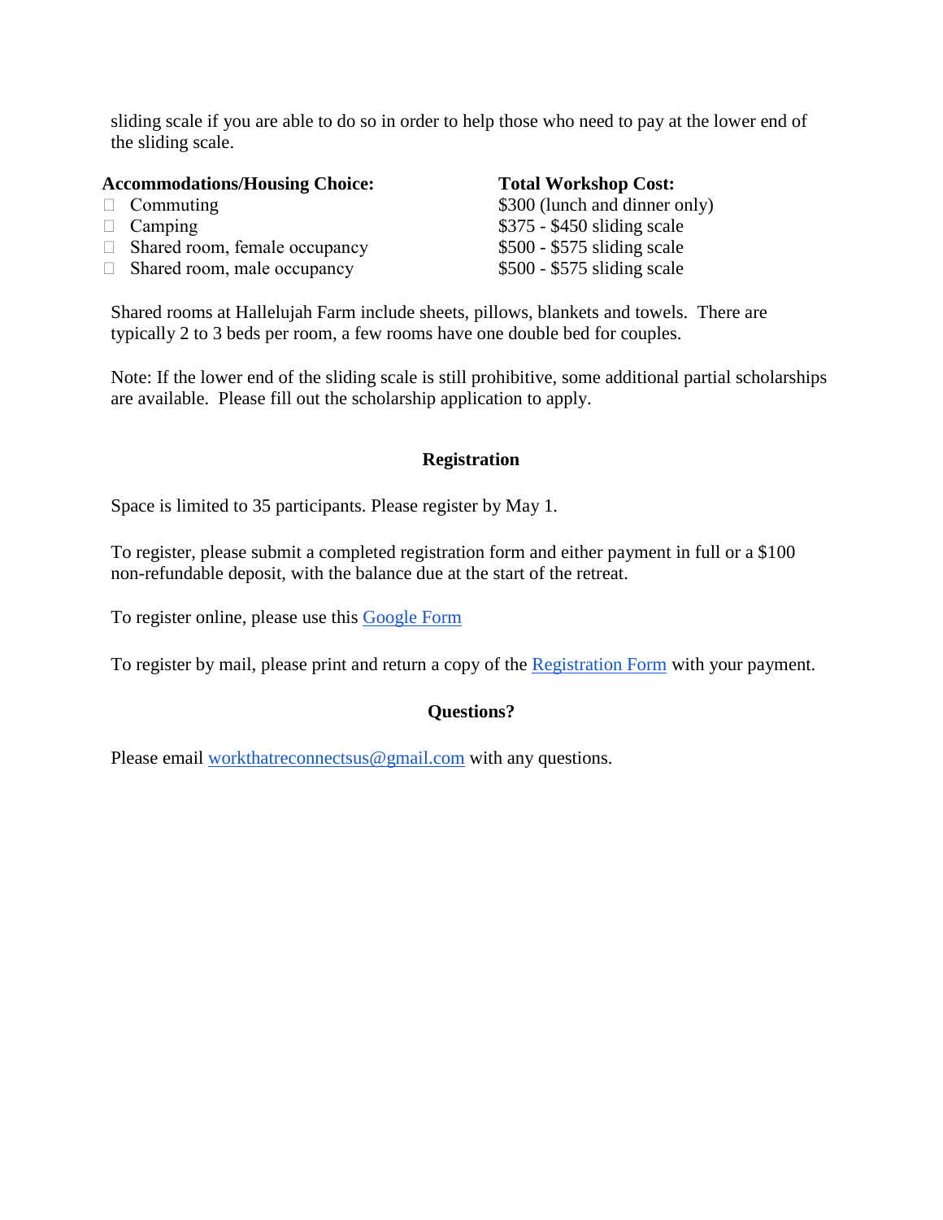sliding scale if you are able to do so in order to help those who need to pay at the lower end of the sliding scale.

| Accommodations/Housing Choice: | Total Workshop Cost: |
| --- | --- |
| ☐ Commuting | $300 (lunch and dinner only) |
| ☐ Camping | $375 - $450 sliding scale |
| ☐ Shared room, female occupancy | $500 - $575 sliding scale |
| ☐ Shared room, male occupancy | $500 - $575 sliding scale |

Shared rooms at Hallelujah Farm include sheets, pillows, blankets and towels. There are typically 2 to 3 beds per room, a few rooms have one double bed for couples.

Note: If the lower end of the sliding scale is still prohibitive, some additional partial scholarships are available. Please fill out the scholarship application to apply.

## Registration

Space is limited to 35 participants. Please register by May 1.

To register, please submit a completed registration form and either payment in full or a $100 non-refundable deposit, with the balance due at the start of the retreat.

To register online, please use this Google Form

To register by mail, please print and return a copy of the Registration Form with your payment.

## Questions?

Please email workthatreconnectsus@gmail.com with any questions.